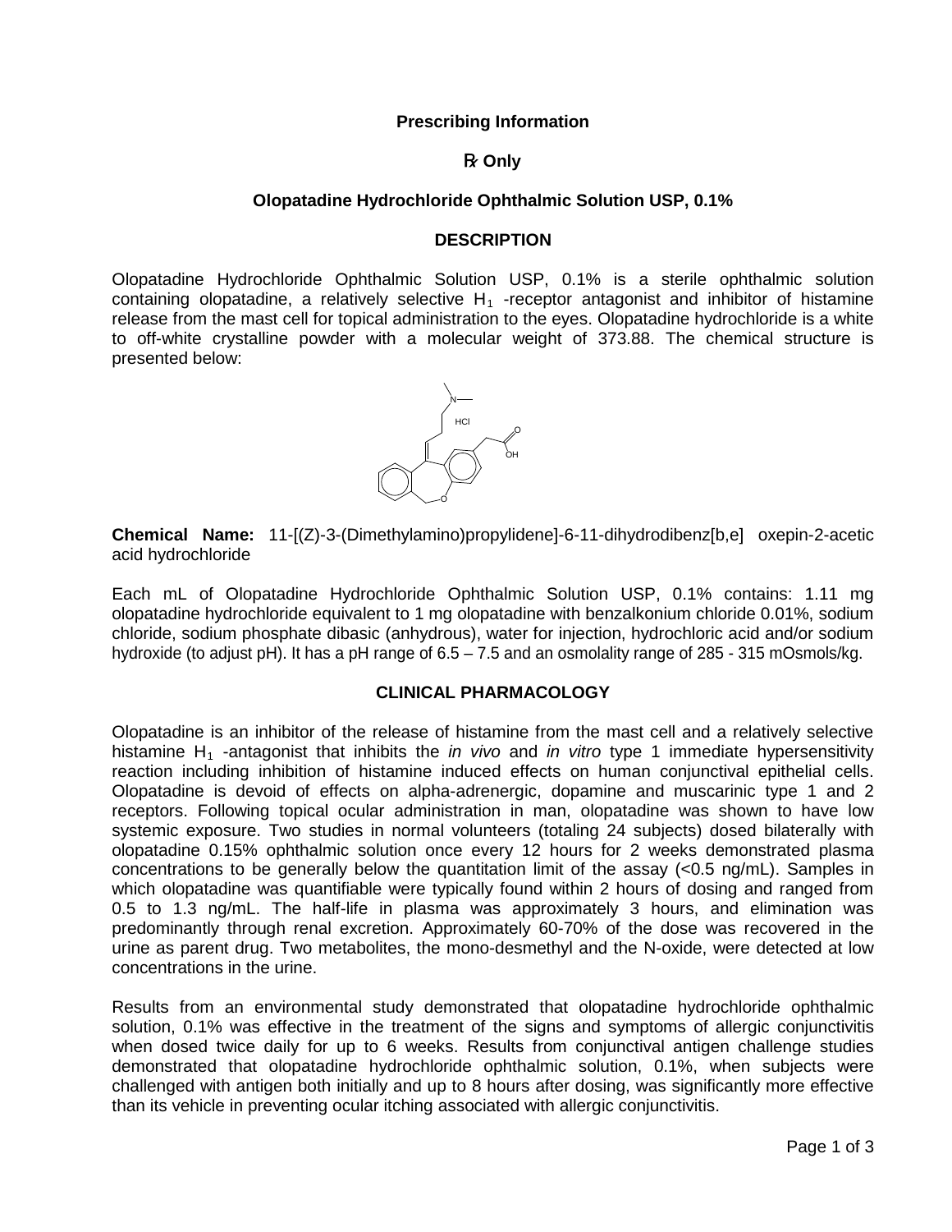**Prescribing Information**

**℞ Only**

**Olopatadine Hydrochloride Ophthalmic Solution USP, 0.1%**

## DESCRIPTION

Olopatadine Hydrochloride Ophthalmic Solution USP, 0.1% is a sterile ophthalmic solution containing olopatadine, a relatively selective $H_1$ -receptor antagonist and inhibitor of histamine release from the mast cell for topical administration to the eyes. Olopatadine hydrochloride is a white to off-white crystalline powder with a molecular weight of 373.88. The chemical structure is presented below:

**Chemical Name:** 11-[(Z)-3-(Dimethylamino)propylidene]-6-11-dihydrodibenz[b,e] oxepin-2-acetic acid hydrochloride

Each mL of Olopatadine Hydrochloride Ophthalmic Solution USP, 0.1% contains: 1.11 mg olopatadine hydrochloride equivalent to 1 mg olopatadine with benzalkonium chloride 0.01%, sodium chloride, sodium phosphate dibasic (anhydrous), water for injection, hydrochloric acid and/or sodium hydroxide (to adjust pH). It has a pH range of 6.5 – 7.5 and an osmolality range of 285 - 315 mOsmols/kg.

## CLINICAL PHARMACOLOGY

Olopatadine is an inhibitor of the release of histamine from the mast cell and a relatively selective histamine $H_1$ -antagonist that inhibits the *in vivo* and *in vitro* type 1 immediate hypersensitivity reaction including inhibition of histamine induced effects on human conjunctival epithelial cells. Olopatadine is devoid of effects on alpha-adrenergic, dopamine and muscarinic type 1 and 2 receptors. Following topical ocular administration in man, olopatadine was shown to have low systemic exposure. Two studies in normal volunteers (totaling 24 subjects) dosed bilaterally with olopatadine 0.15% ophthalmic solution once every 12 hours for 2 weeks demonstrated plasma concentrations to be generally below the quantitation limit of the assay (<0.5 ng/mL). Samples in which olopatadine was quantifiable were typically found within 2 hours of dosing and ranged from 0.5 to 1.3 ng/mL. The half-life in plasma was approximately 3 hours, and elimination was predominantly through renal excretion. Approximately 60-70% of the dose was recovered in the urine as parent drug. Two metabolites, the mono-desmethyl and the N-oxide, were detected at low concentrations in the urine.

Results from an environmental study demonstrated that olopatadine hydrochloride ophthalmic solution, 0.1% was effective in the treatment of the signs and symptoms of allergic conjunctivitis when dosed twice daily for up to 6 weeks. Results from conjunctival antigen challenge studies demonstrated that olopatadine hydrochloride ophthalmic solution, 0.1%, when subjects were challenged with antigen both initially and up to 8 hours after dosing, was significantly more effective than its vehicle in preventing ocular itching associated with allergic conjunctivitis.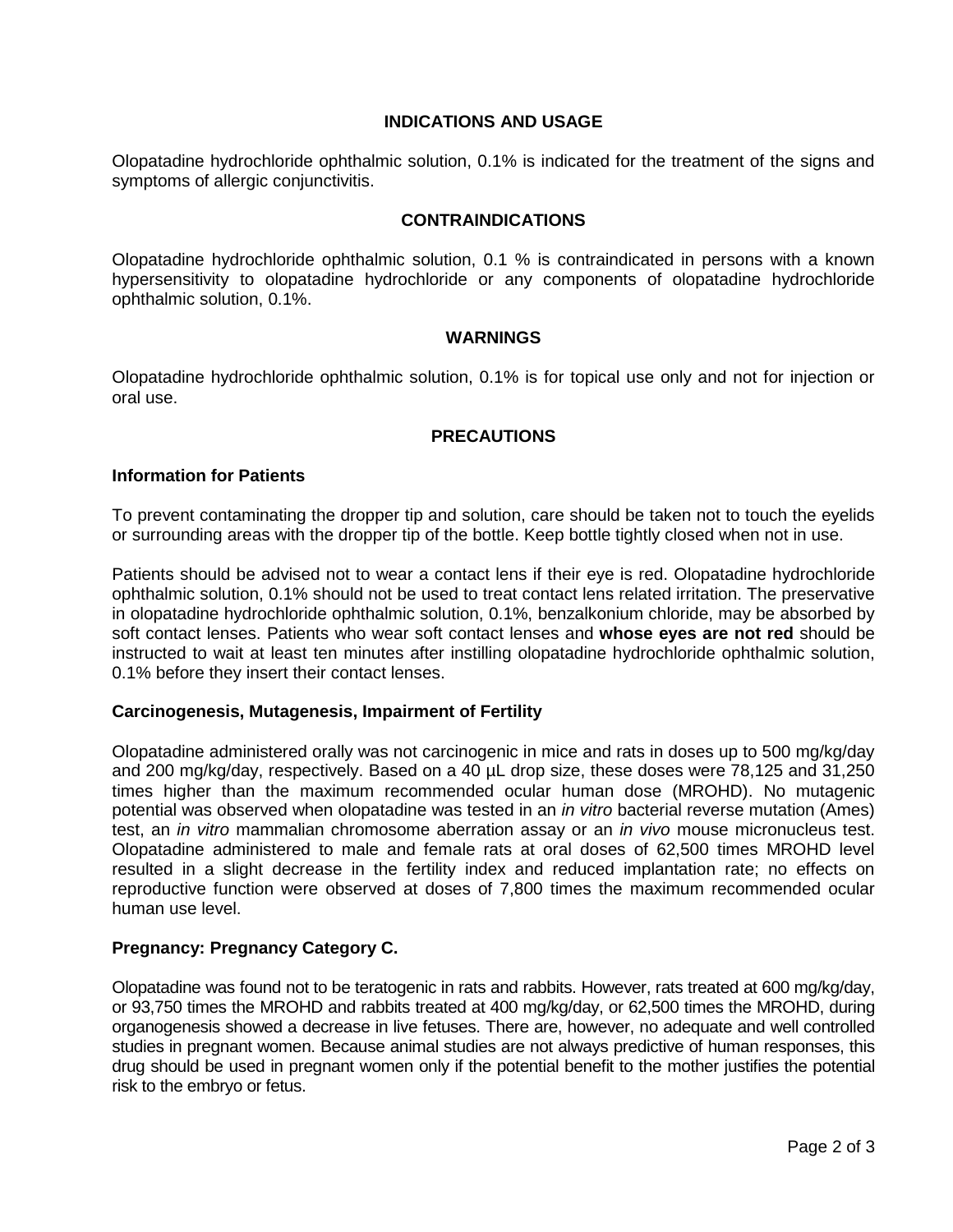## INDICATIONS AND USAGE

Olopatadine hydrochloride ophthalmic solution, 0.1% is indicated for the treatment of the signs and symptoms of allergic conjunctivitis.

## CONTRAINDICATIONS

Olopatadine hydrochloride ophthalmic solution, 0.1 % is contraindicated in persons with a known hypersensitivity to olopatadine hydrochloride or any components of olopatadine hydrochloride ophthalmic solution, 0.1%.

## WARNINGS

Olopatadine hydrochloride ophthalmic solution, 0.1% is for topical use only and not for injection or oral use.

## PRECAUTIONS

### Information for Patients

To prevent contaminating the dropper tip and solution, care should be taken not to touch the eyelids or surrounding areas with the dropper tip of the bottle. Keep bottle tightly closed when not in use.

Patients should be advised not to wear a contact lens if their eye is red. Olopatadine hydrochloride ophthalmic solution, 0.1% should not be used to treat contact lens related irritation. The preservative in olopatadine hydrochloride ophthalmic solution, 0.1%, benzalkonium chloride, may be absorbed by soft contact lenses. Patients who wear soft contact lenses and **whose eyes are not red** should be instructed to wait at least ten minutes after instilling olopatadine hydrochloride ophthalmic solution, 0.1% before they insert their contact lenses.

### Carcinogenesis, Mutagenesis, Impairment of Fertility

Olopatadine administered orally was not carcinogenic in mice and rats in doses up to 500 mg/kg/day and 200 mg/kg/day, respectively. Based on a 40 µL drop size, these doses were 78,125 and 31,250 times higher than the maximum recommended ocular human dose (MROHD). No mutagenic potential was observed when olopatadine was tested in an *in vitro* bacterial reverse mutation (Ames) test, an *in vitro* mammalian chromosome aberration assay or an *in vivo* mouse micronucleus test. Olopatadine administered to male and female rats at oral doses of 62,500 times MROHD level resulted in a slight decrease in the fertility index and reduced implantation rate; no effects on reproductive function were observed at doses of 7,800 times the maximum recommended ocular human use level.

### Pregnancy: Pregnancy Category C.

Olopatadine was found not to be teratogenic in rats and rabbits. However, rats treated at 600 mg/kg/day, or 93,750 times the MROHD and rabbits treated at 400 mg/kg/day, or 62,500 times the MROHD, during organogenesis showed a decrease in live fetuses. There are, however, no adequate and well controlled studies in pregnant women. Because animal studies are not always predictive of human responses, this drug should be used in pregnant women only if the potential benefit to the mother justifies the potential risk to the embryo or fetus.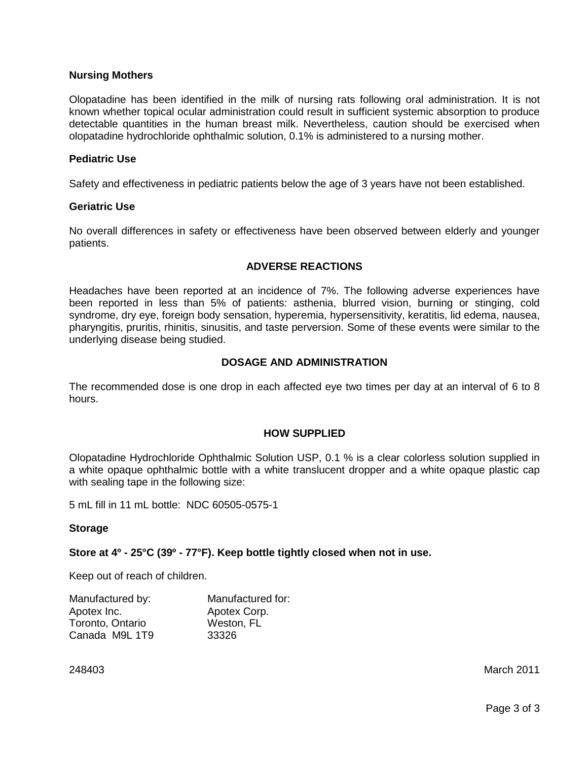### Nursing Mothers

Olopatadine has been identified in the milk of nursing rats following oral administration. It is not known whether topical ocular administration could result in sufficient systemic absorption to produce detectable quantities in the human breast milk. Nevertheless, caution should be exercised when olopatadine hydrochloride ophthalmic solution, 0.1% is administered to a nursing mother.

### Pediatric Use

Safety and effectiveness in pediatric patients below the age of 3 years have not been established.

### Geriatric Use

No overall differences in safety or effectiveness have been observed between elderly and younger patients.

## ADVERSE REACTIONS

Headaches have been reported at an incidence of 7%. The following adverse experiences have been reported in less than 5% of patients: asthenia, blurred vision, burning or stinging, cold syndrome, dry eye, foreign body sensation, hyperemia, hypersensitivity, keratitis, lid edema, nausea, pharyngitis, pruritis, rhinitis, sinusitis, and taste perversion. Some of these events were similar to the underlying disease being studied.

## DOSAGE AND ADMINISTRATION

The recommended dose is one drop in each affected eye two times per day at an interval of 6 to 8 hours.

## HOW SUPPLIED

Olopatadine Hydrochloride Ophthalmic Solution USP, 0.1 % is a clear colorless solution supplied in a white opaque ophthalmic bottle with a white translucent dropper and a white opaque plastic cap with sealing tape in the following size:

5 mL fill in 11 mL bottle: NDC 60505-0575-1

### Storage

**Store at 4º - 25°C (39º - 77°F). Keep bottle tightly closed when not in use.**

Keep out of reach of children.

| | |
|---|---|
| Manufactured by: | Manufactured for: |
| Apotex Inc. | Apotex Corp. |
| Toronto, Ontario | Weston, FL |
| Canada M9L 1T9 | 33326 |

248403 March 2011